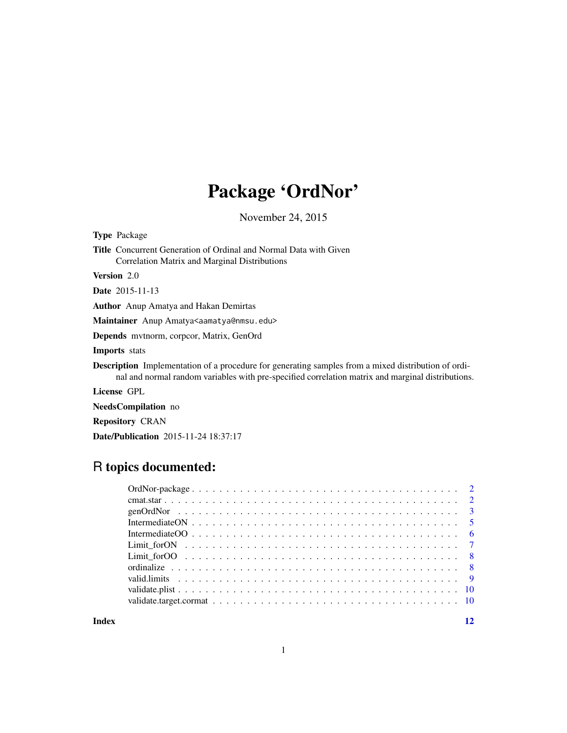# Package 'OrdNor'

November 24, 2015

**Type** Package

**Title** Concurrent Generation of Ordinal and Normal Data with Given Correlation Matrix and Marginal Distributions

**Version** 2.0

**Date** 2015-11-13

**Author** Anup Amatya and Hakan Demirtas

**Maintainer** Anup Amatya<aamatya@nmsu.edu>

**Depends** mvtnorm, corpcor, Matrix, GenOrd

**Imports** stats

**Description** Implementation of a procedure for generating samples from a mixed distribution of ordinal and normal random variables with pre-specified correlation matrix and marginal distributions.

**License** GPL

**NeedsCompilation** no

**Repository** CRAN

**Date/Publication** 2015-11-24 18:37:17

## R topics documented:

- OrdNor-package . . . . . . . . . . . . . . . . . . . . . . . . . . . . . . . . . . . . . . . . 2
- cmat.star . . . . . . . . . . . . . . . . . . . . . . . . . . . . . . . . . . . . . . . . . . . 2
- genOrdNor . . . . . . . . . . . . . . . . . . . . . . . . . . . . . . . . . . . . . . . . . . . 3
- IntermediateON . . . . . . . . . . . . . . . . . . . . . . . . . . . . . . . . . . . . . . . . 5
- IntermediateOO . . . . . . . . . . . . . . . . . . . . . . . . . . . . . . . . . . . . . . . . 6
- Limit_forON . . . . . . . . . . . . . . . . . . . . . . . . . . . . . . . . . . . . . . . . . . 7
- Limit_forOO . . . . . . . . . . . . . . . . . . . . . . . . . . . . . . . . . . . . . . . . . . 8
- ordinalize . . . . . . . . . . . . . . . . . . . . . . . . . . . . . . . . . . . . . . . . . . . 8
- valid.limits . . . . . . . . . . . . . . . . . . . . . . . . . . . . . . . . . . . . . . . . . . 9
- validate.plist . . . . . . . . . . . . . . . . . . . . . . . . . . . . . . . . . . . . . . . . . 10
- validate.target.cormat . . . . . . . . . . . . . . . . . . . . . . . . . . . . . . . . . . . . 10

**Index** **12**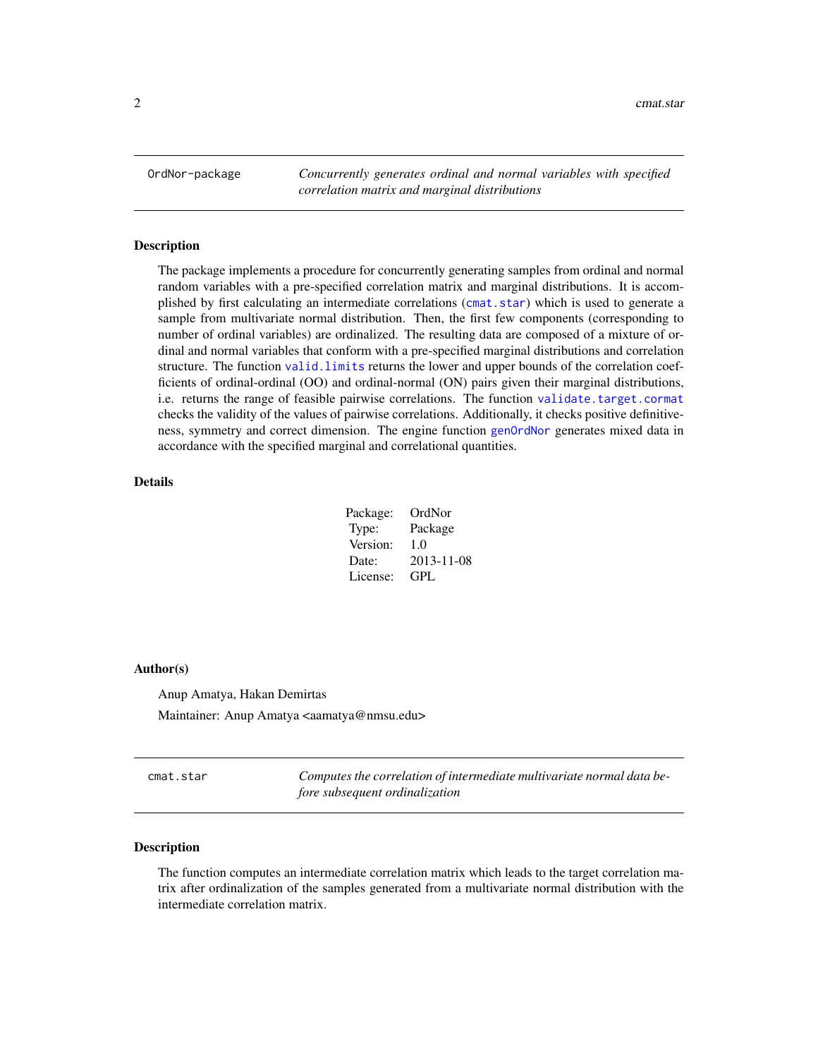## OrdNor-package — *Concurrently generates ordinal and normal variables with specified correlation matrix and marginal distributions*

### Description

The package implements a procedure for concurrently generating samples from ordinal and normal random variables with a pre-specified correlation matrix and marginal distributions. It is accomplished by first calculating an intermediate correlations (`cmat.star`) which is used to generate a sample from multivariate normal distribution. Then, the first few components (corresponding to number of ordinal variables) are ordinalized. The resulting data are composed of a mixture of ordinal and normal variables that conform with a pre-specified marginal distributions and correlation structure. The function `valid.limits` returns the lower and upper bounds of the correlation coefficients of ordinal-ordinal (OO) and ordinal-normal (ON) pairs given their marginal distributions, i.e. returns the range of feasible pairwise correlations. The function `validate.target.cormat` checks the validity of the values of pairwise correlations. Additionally, it checks positive definitiveness, symmetry and correct dimension. The engine function `genOrdNor` generates mixed data in accordance with the specified marginal and correlational quantities.

### Details

| | |
|---|---|
| Package: | OrdNor |
| Type: | Package |
| Version: | 1.0 |
| Date: | 2013-11-08 |
| License: | GPL |

### Author(s)

Anup Amatya, Hakan Demirtas

Maintainer: Anup Amatya <aamatya@nmsu.edu>

## cmat.star — *Computes the correlation of intermediate multivariate normal data before subsequent ordinalization*

### Description

The function computes an intermediate correlation matrix which leads to the target correlation matrix after ordinalization of the samples generated from a multivariate normal distribution with the intermediate correlation matrix.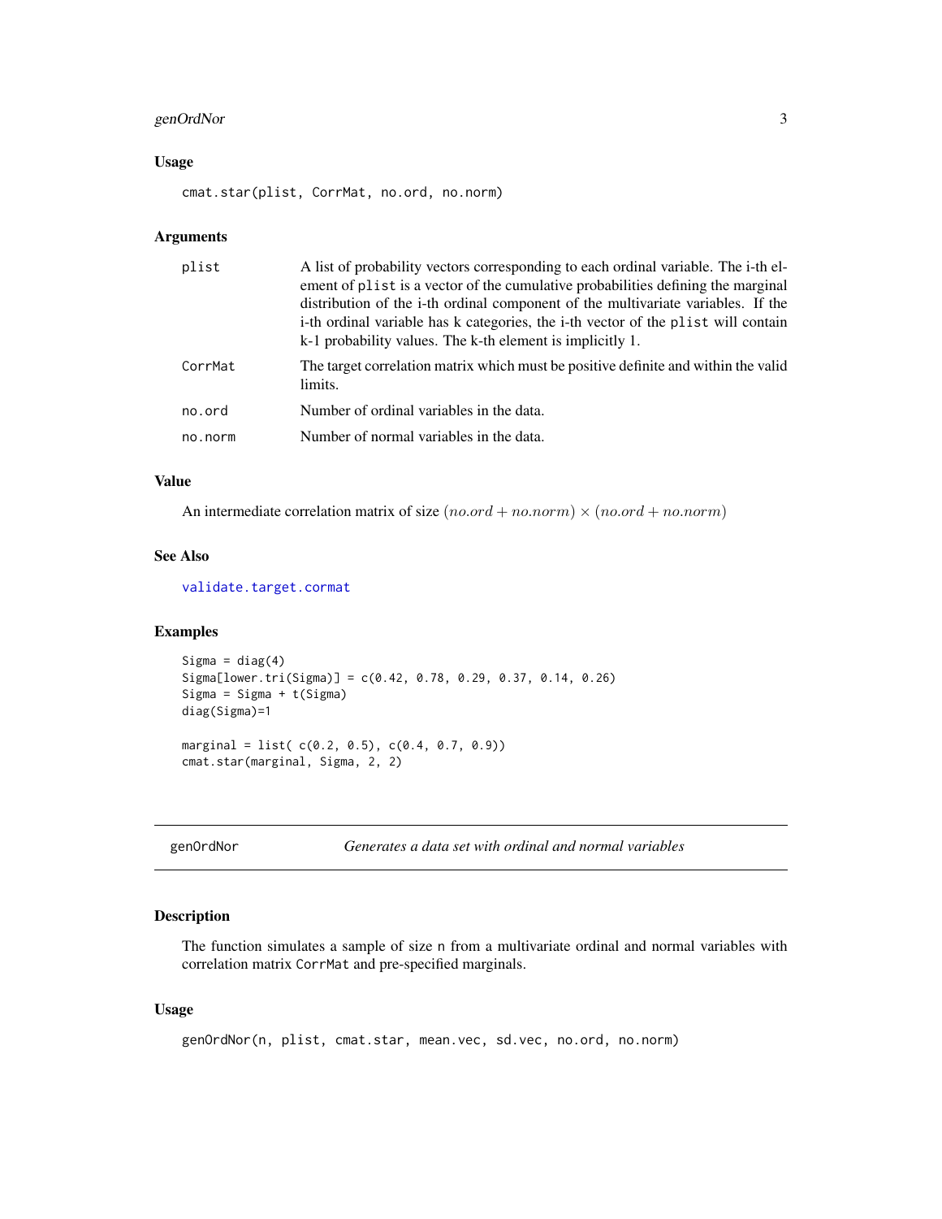### Usage

```
cmat.star(plist, CorrMat, no.ord, no.norm)
```

### Arguments

| | |
|---|---|
| plist | A list of probability vectors corresponding to each ordinal variable. The i-th element of plist is a vector of the cumulative probabilities defining the marginal distribution of the i-th ordinal component of the multivariate variables. If the i-th ordinal variable has k categories, the i-th vector of the plist will contain k-1 probability values. The k-th element is implicitly 1. |
| CorrMat | The target correlation matrix which must be positive definite and within the valid limits. |
| no.ord | Number of ordinal variables in the data. |
| no.norm | Number of normal variables in the data. |

### Value

An intermediate correlation matrix of size $(no.ord + no.norm) \times (no.ord + no.norm)$

### See Also

validate.target.cormat

### Examples

```
Sigma = diag(4)
Sigma[lower.tri(Sigma)] = c(0.42, 0.78, 0.29, 0.37, 0.14, 0.26)
Sigma = Sigma + t(Sigma)
diag(Sigma)=1

marginal = list( c(0.2, 0.5), c(0.4, 0.7, 0.9))
cmat.star(marginal, Sigma, 2, 2)
```

---

## genOrdNor — *Generates a data set with ordinal and normal variables*

### Description

The function simulates a sample of size n from a multivariate ordinal and normal variables with correlation matrix CorrMat and pre-specified marginals.

### Usage

```
genOrdNor(n, plist, cmat.star, mean.vec, sd.vec, no.ord, no.norm)
```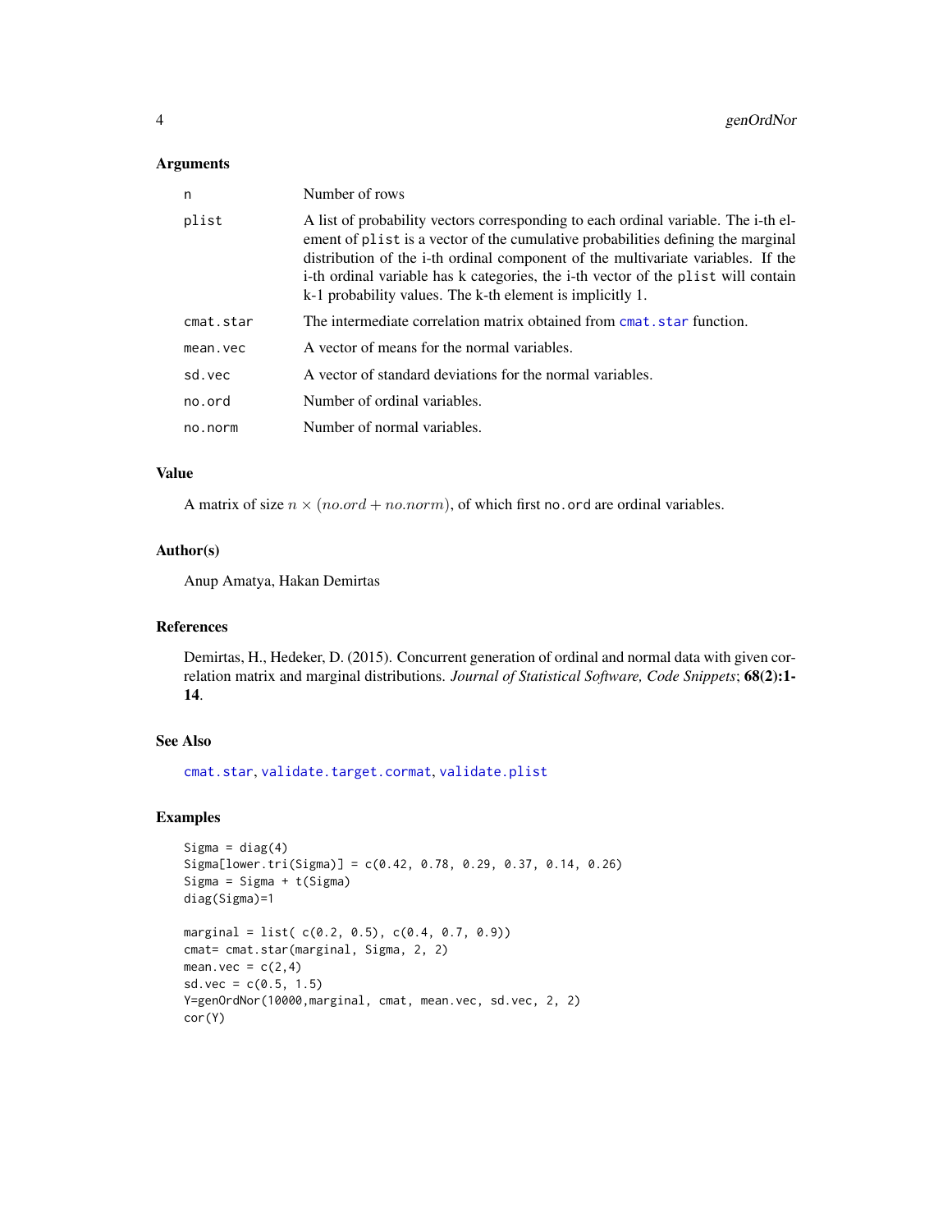### Arguments

| | |
|---|---|
| `n` | Number of rows |
| `plist` | A list of probability vectors corresponding to each ordinal variable. The i-th element of `plist` is a vector of the cumulative probabilities defining the marginal distribution of the i-th ordinal component of the multivariate variables. If the i-th ordinal variable has k categories, the i-th vector of the `plist` will contain k-1 probability values. The k-th element is implicitly 1. |
| `cmat.star` | The intermediate correlation matrix obtained from `cmat.star` function. |
| `mean.vec` | A vector of means for the normal variables. |
| `sd.vec` | A vector of standard deviations for the normal variables. |
| `no.ord` | Number of ordinal variables. |
| `no.norm` | Number of normal variables. |

### Value

A matrix of size $n \times (no.ord + no.norm)$, of which first `no.ord` are ordinal variables.

### Author(s)

Anup Amatya, Hakan Demirtas

### References

Demirtas, H., Hedeker, D. (2015). Concurrent generation of ordinal and normal data with given correlation matrix and marginal distributions. *Journal of Statistical Software, Code Snippets*; **68(2):1-14**.

### See Also

`cmat.star`, `validate.target.cormat`, `validate.plist`

### Examples

```
Sigma = diag(4)
Sigma[lower.tri(Sigma)] = c(0.42, 0.78, 0.29, 0.37, 0.14, 0.26)
Sigma = Sigma + t(Sigma)
diag(Sigma)=1

marginal = list( c(0.2, 0.5), c(0.4, 0.7, 0.9))
cmat= cmat.star(marginal, Sigma, 2, 2)
mean.vec = c(2,4)
sd.vec = c(0.5, 1.5)
Y=genOrdNor(10000,marginal, cmat, mean.vec, sd.vec, 2, 2)
cor(Y)
```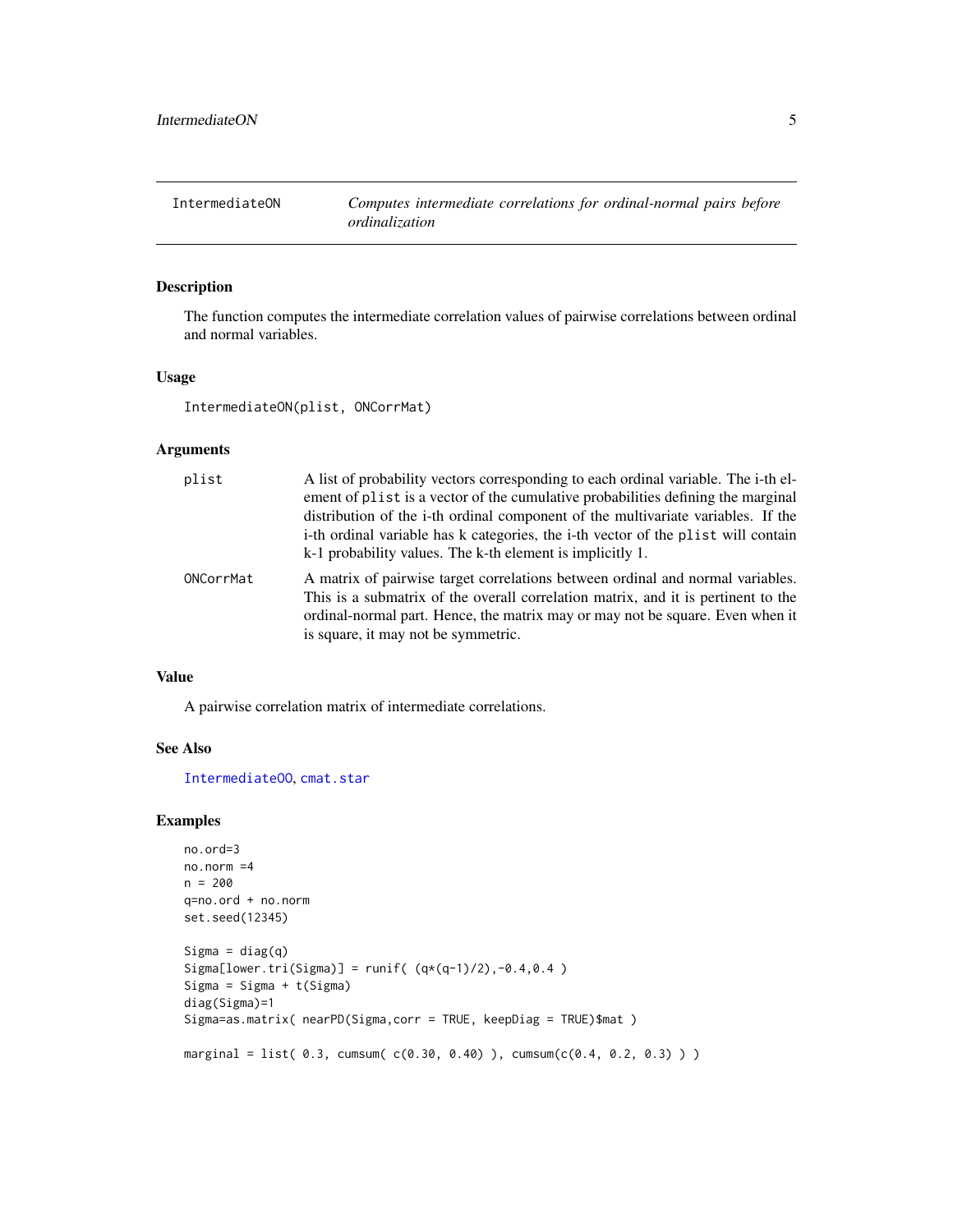# IntermediateON — *Computes intermediate correlations for ordinal-normal pairs before ordinalization*

## Description

The function computes the intermediate correlation values of pairwise correlations between ordinal and normal variables.

## Usage

```
IntermediateON(plist, ONCorrMat)
```

## Arguments

| | |
|---|---|
| `plist` | A list of probability vectors corresponding to each ordinal variable. The i-th element of `plist` is a vector of the cumulative probabilities defining the marginal distribution of the i-th ordinal component of the multivariate variables. If the i-th ordinal variable has k categories, the i-th vector of the `plist` will contain k-1 probability values. The k-th element is implicitly 1. |
| `ONCorrMat` | A matrix of pairwise target correlations between ordinal and normal variables. This is a submatrix of the overall correlation matrix, and it is pertinent to the ordinal-normal part. Hence, the matrix may or may not be square. Even when it is square, it may not be symmetric. |

## Value

A pairwise correlation matrix of intermediate correlations.

## See Also

`IntermediateOO`, `cmat.star`

## Examples

```
no.ord=3
no.norm =4
n = 200
q=no.ord + no.norm
set.seed(12345)

Sigma = diag(q)
Sigma[lower.tri(Sigma)] = runif( (q*(q-1)/2),-0.4,0.4 )
Sigma = Sigma + t(Sigma)
diag(Sigma)=1
Sigma=as.matrix( nearPD(Sigma,corr = TRUE, keepDiag = TRUE)$mat )

marginal = list( 0.3, cumsum( c(0.30, 0.40) ), cumsum(c(0.4, 0.2, 0.3) ) )
```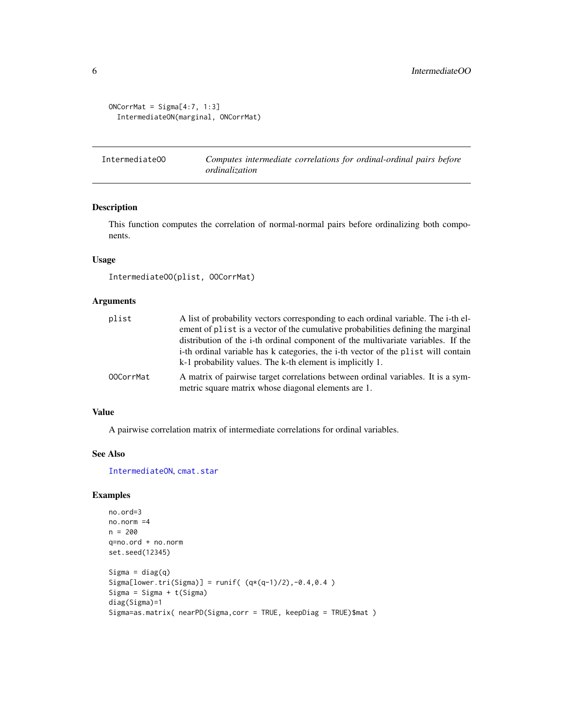```
ONCorrMat = Sigma[4:7, 1:3]
  IntermediateON(marginal, ONCorrMat)
```

## IntermediateOO — *Computes intermediate correlations for ordinal-ordinal pairs before ordinalization*

### Description

This function computes the correlation of normal-normal pairs before ordinalizing both components.

### Usage

```
IntermediateOO(plist, OOCorrMat)
```

### Arguments

| | |
|---|---|
| plist | A list of probability vectors corresponding to each ordinal variable. The i-th element of plist is a vector of the cumulative probabilities defining the marginal distribution of the i-th ordinal component of the multivariate variables. If the i-th ordinal variable has k categories, the i-th vector of the plist will contain k-1 probability values. The k-th element is implicitly 1. |
| OOCorrMat | A matrix of pairwise target correlations between ordinal variables. It is a symmetric square matrix whose diagonal elements are 1. |

### Value

A pairwise correlation matrix of intermediate correlations for ordinal variables.

### See Also

IntermediateON, cmat.star

### Examples

```
no.ord=3
no.norm =4
n = 200
q=no.ord + no.norm
set.seed(12345)

Sigma = diag(q)
Sigma[lower.tri(Sigma)] = runif( (q*(q-1)/2),-0.4,0.4 )
Sigma = Sigma + t(Sigma)
diag(Sigma)=1
Sigma=as.matrix( nearPD(Sigma,corr = TRUE, keepDiag = TRUE)$mat )
```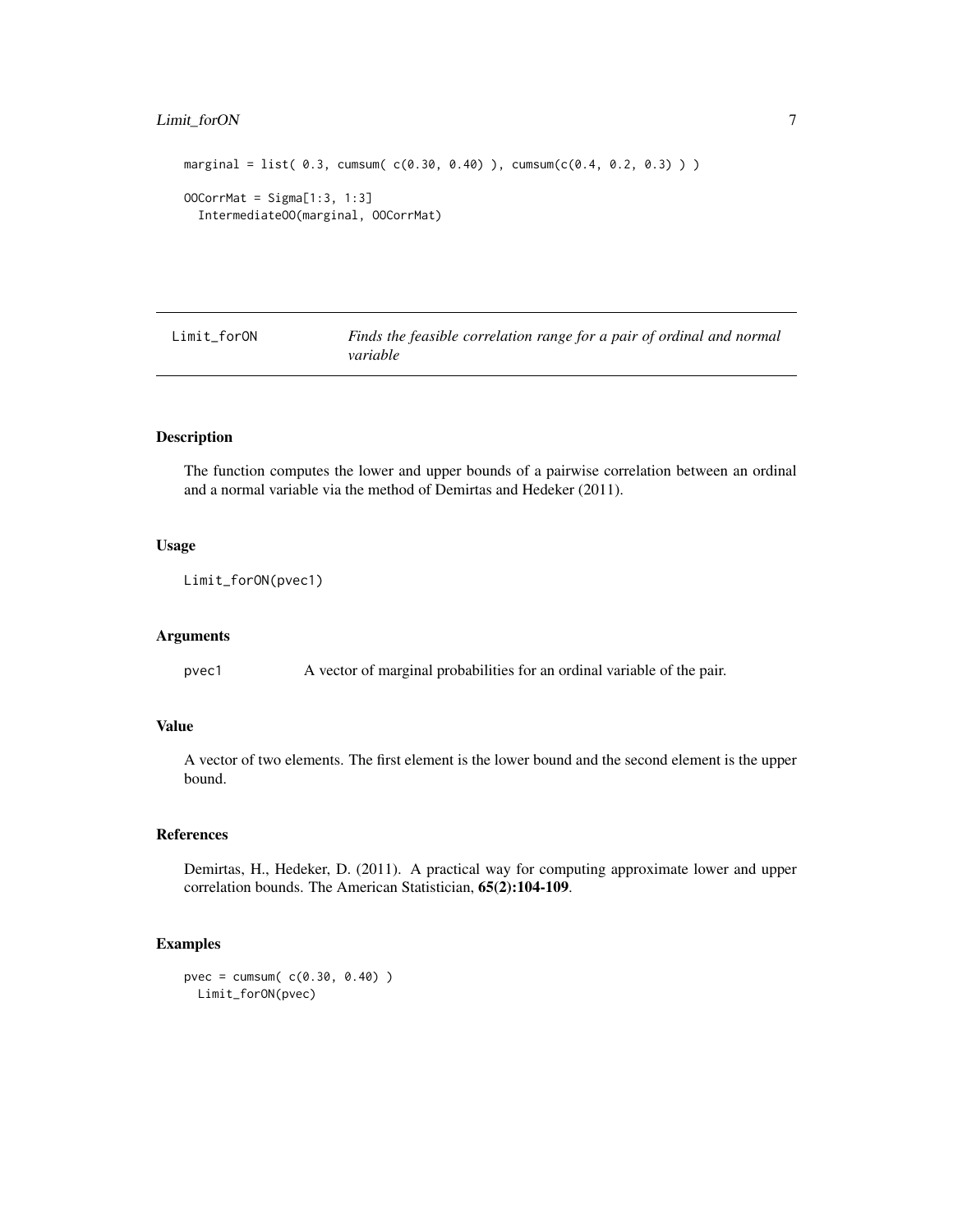```
marginal = list( 0.3, cumsum( c(0.30, 0.40) ), cumsum(c(0.4, 0.2, 0.3) ) )

OOCorrMat = Sigma[1:3, 1:3]
  IntermediateOO(marginal, OOCorrMat)
```

## Limit_forON — *Finds the feasible correlation range for a pair of ordinal and normal variable*

### Description

The function computes the lower and upper bounds of a pairwise correlation between an ordinal and a normal variable via the method of Demirtas and Hedeker (2011).

### Usage

```
Limit_forON(pvec1)
```

### Arguments

| | |
|---|---|
| pvec1 | A vector of marginal probabilities for an ordinal variable of the pair. |

### Value

A vector of two elements. The first element is the lower bound and the second element is the upper bound.

### References

Demirtas, H., Hedeker, D. (2011). A practical way for computing approximate lower and upper correlation bounds. The American Statistician, **65(2):104-109**.

### Examples

```
pvec = cumsum( c(0.30, 0.40) )
  Limit_forON(pvec)
```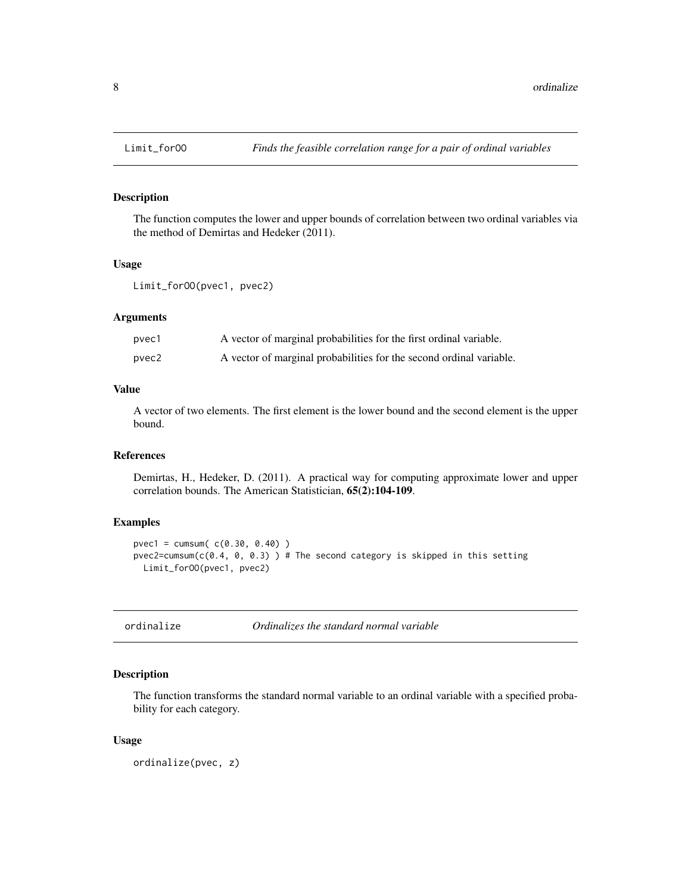## Limit_forOO *Finds the feasible correlation range for a pair of ordinal variables*

### Description

The function computes the lower and upper bounds of correlation between two ordinal variables via the method of Demirtas and Hedeker (2011).

### Usage

```
Limit_forOO(pvec1, pvec2)
```

### Arguments

| | |
|---|---|
| pvec1 | A vector of marginal probabilities for the first ordinal variable. |
| pvec2 | A vector of marginal probabilities for the second ordinal variable. |

### Value

A vector of two elements. The first element is the lower bound and the second element is the upper bound.

### References

Demirtas, H., Hedeker, D. (2011). A practical way for computing approximate lower and upper correlation bounds. The American Statistician, **65(2):104-109**.

### Examples

```
pvec1 = cumsum( c(0.30, 0.40) )
pvec2=cumsum(c(0.4, 0, 0.3) ) # The second category is skipped in this setting
  Limit_forOO(pvec1, pvec2)
```

## ordinalize *Ordinalizes the standard normal variable*

### Description

The function transforms the standard normal variable to an ordinal variable with a specified probability for each category.

### Usage

```
ordinalize(pvec, z)
```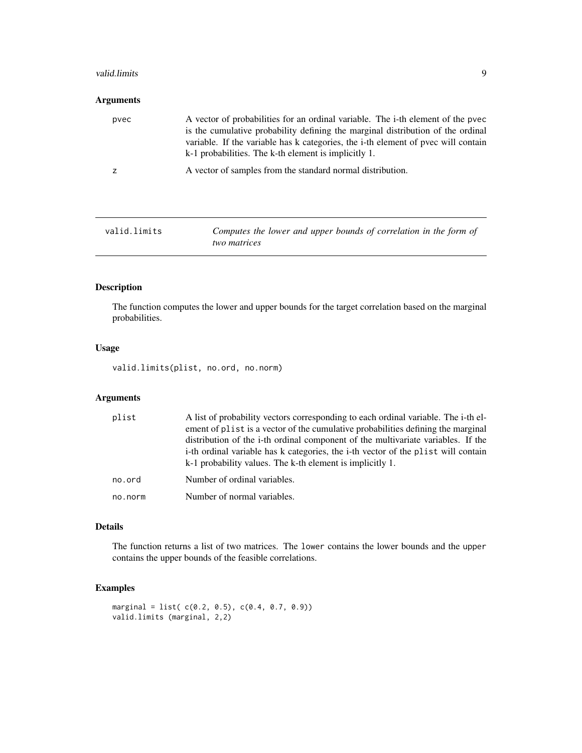### Arguments

| | |
|---|---|
| pvec | A vector of probabilities for an ordinal variable. The i-th element of the pvec is the cumulative probability defining the marginal distribution of the ordinal variable. If the variable has k categories, the i-th element of pvec will contain k-1 probabilities. The k-th element is implicitly 1. |
| z | A vector of samples from the standard normal distribution. |

---

## valid.limits — *Computes the lower and upper bounds of correlation in the form of two matrices*

---

### Description

The function computes the lower and upper bounds for the target correlation based on the marginal probabilities.

### Usage

```
valid.limits(plist, no.ord, no.norm)
```

### Arguments

| | |
|---|---|
| plist | A list of probability vectors corresponding to each ordinal variable. The i-th element of plist is a vector of the cumulative probabilities defining the marginal distribution of the i-th ordinal component of the multivariate variables. If the i-th ordinal variable has k categories, the i-th vector of the plist will contain k-1 probability values. The k-th element is implicitly 1. |
| no.ord | Number of ordinal variables. |
| no.norm | Number of normal variables. |

### Details

The function returns a list of two matrices. The lower contains the lower bounds and the upper contains the upper bounds of the feasible correlations.

### Examples

```
marginal = list( c(0.2, 0.5), c(0.4, 0.7, 0.9))
valid.limits (marginal, 2,2)
```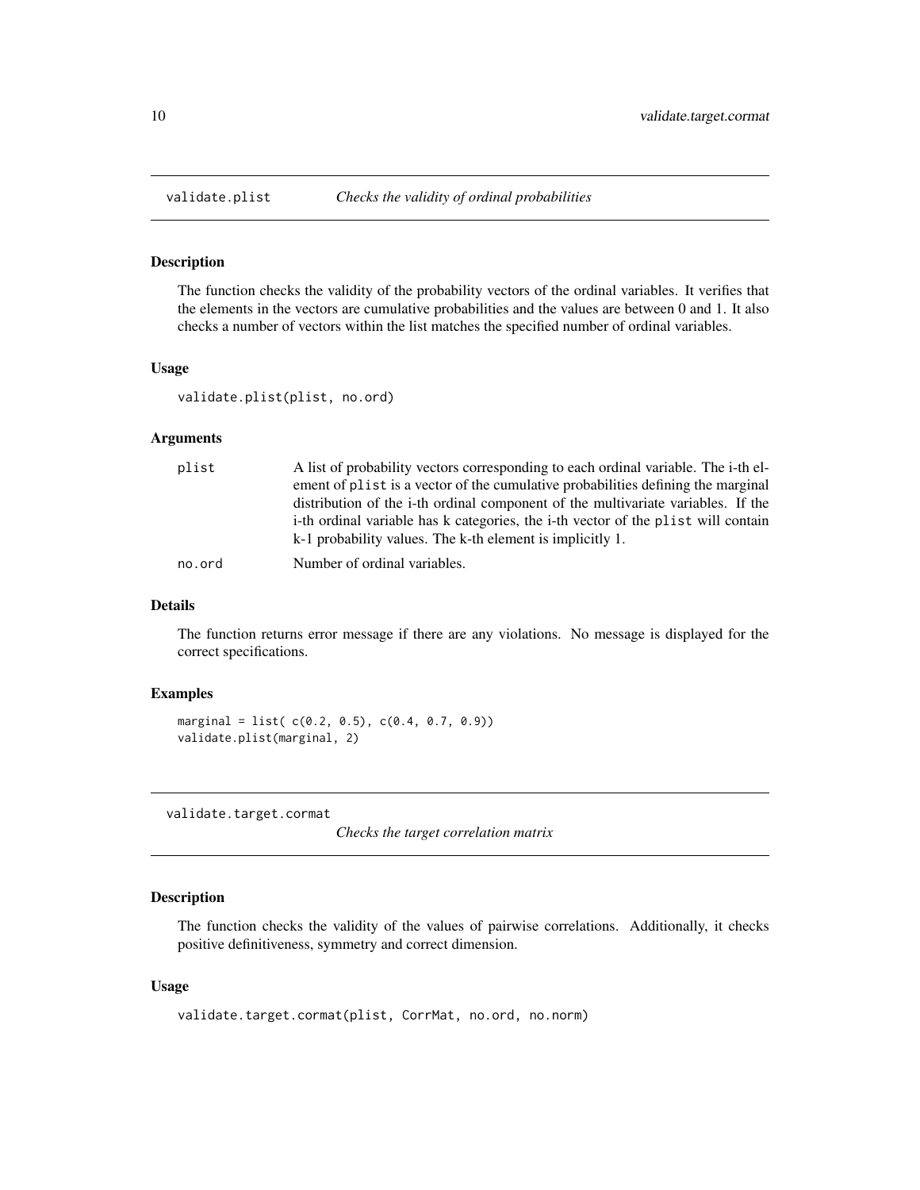## validate.plist — *Checks the validity of ordinal probabilities*

### Description

The function checks the validity of the probability vectors of the ordinal variables. It verifies that the elements in the vectors are cumulative probabilities and the values are between 0 and 1. It also checks a number of vectors within the list matches the specified number of ordinal variables.

### Usage

```
validate.plist(plist, no.ord)
```

### Arguments

| | |
|---|---|
| plist | A list of probability vectors corresponding to each ordinal variable. The i-th element of plist is a vector of the cumulative probabilities defining the marginal distribution of the i-th ordinal component of the multivariate variables. If the i-th ordinal variable has k categories, the i-th vector of the plist will contain k-1 probability values. The k-th element is implicitly 1. |
| no.ord | Number of ordinal variables. |

### Details

The function returns error message if there are any violations. No message is displayed for the correct specifications.

### Examples

```
marginal = list( c(0.2, 0.5), c(0.4, 0.7, 0.9))
validate.plist(marginal, 2)
```

## validate.target.cormat — *Checks the target correlation matrix*

### Description

The function checks the validity of the values of pairwise correlations. Additionally, it checks positive definitiveness, symmetry and correct dimension.

### Usage

```
validate.target.cormat(plist, CorrMat, no.ord, no.norm)
```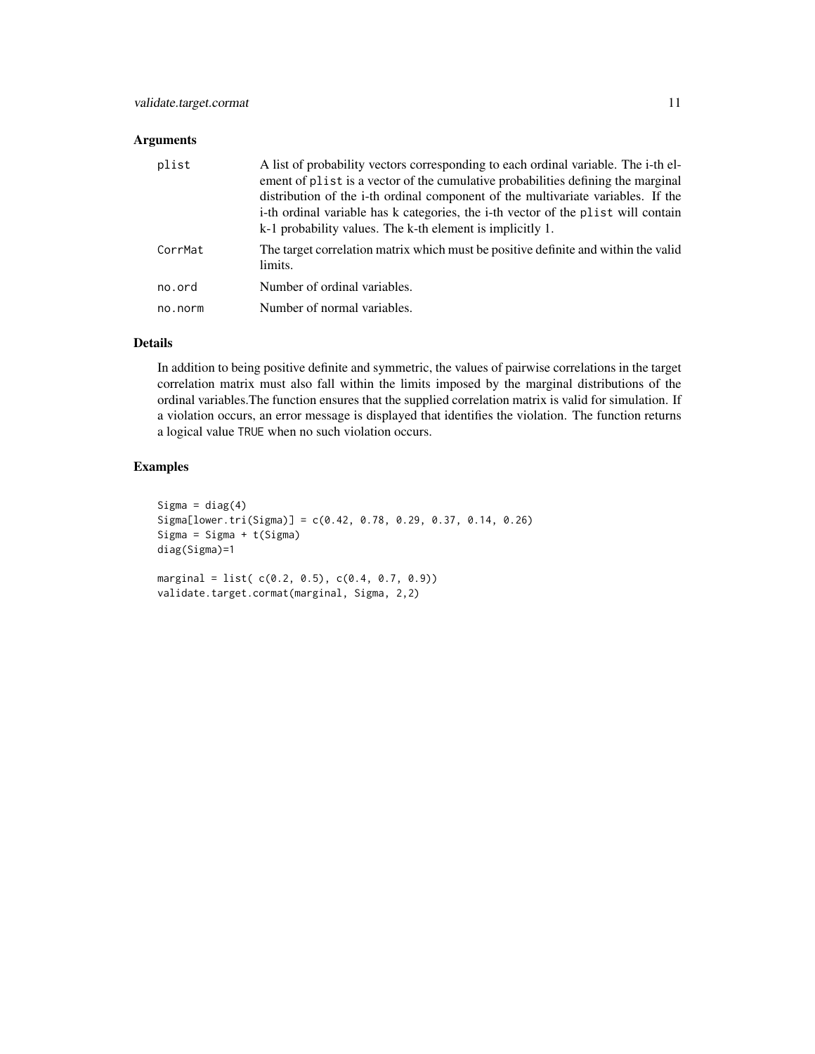## Arguments

| | |
|---|---|
| plist | A list of probability vectors corresponding to each ordinal variable. The i-th element of plist is a vector of the cumulative probabilities defining the marginal distribution of the i-th ordinal component of the multivariate variables. If the i-th ordinal variable has k categories, the i-th vector of the plist will contain k-1 probability values. The k-th element is implicitly 1. |
| CorrMat | The target correlation matrix which must be positive definite and within the valid limits. |
| no.ord | Number of ordinal variables. |
| no.norm | Number of normal variables. |

## Details

In addition to being positive definite and symmetric, the values of pairwise correlations in the target correlation matrix must also fall within the limits imposed by the marginal distributions of the ordinal variables.The function ensures that the supplied correlation matrix is valid for simulation. If a violation occurs, an error message is displayed that identifies the violation. The function returns a logical value TRUE when no such violation occurs.

## Examples

```
Sigma = diag(4)
Sigma[lower.tri(Sigma)] = c(0.42, 0.78, 0.29, 0.37, 0.14, 0.26)
Sigma = Sigma + t(Sigma)
diag(Sigma)=1

marginal = list( c(0.2, 0.5), c(0.4, 0.7, 0.9))
validate.target.cormat(marginal, Sigma, 2,2)
```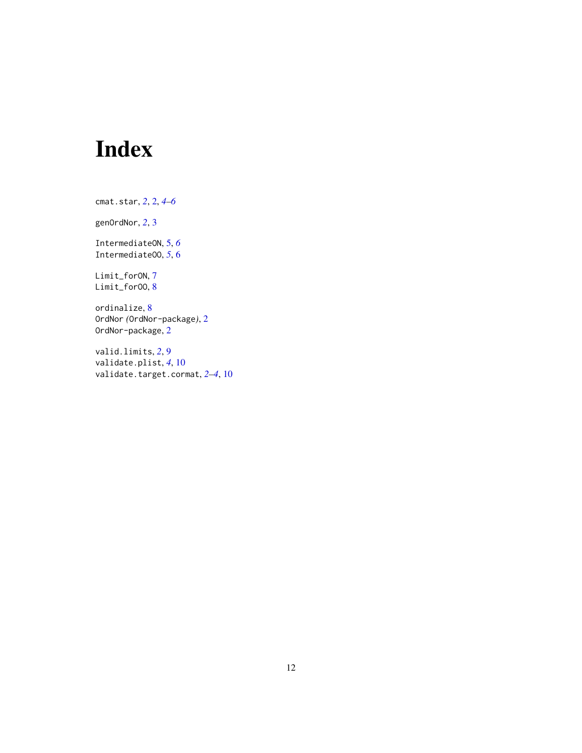# Index

cmat.star, *2*, 2, *4–6*

genOrdNor, *2*, 3

IntermediateON, 5, *6*
IntermediateOO, *5*, 6

Limit_forON, 7
Limit_forOO, 8

ordinalize, 8
OrdNor (OrdNor-package), 2
OrdNor-package, 2

valid.limits, *2*, 9
validate.plist, *4*, 10
validate.target.cormat, *2–4*, 10